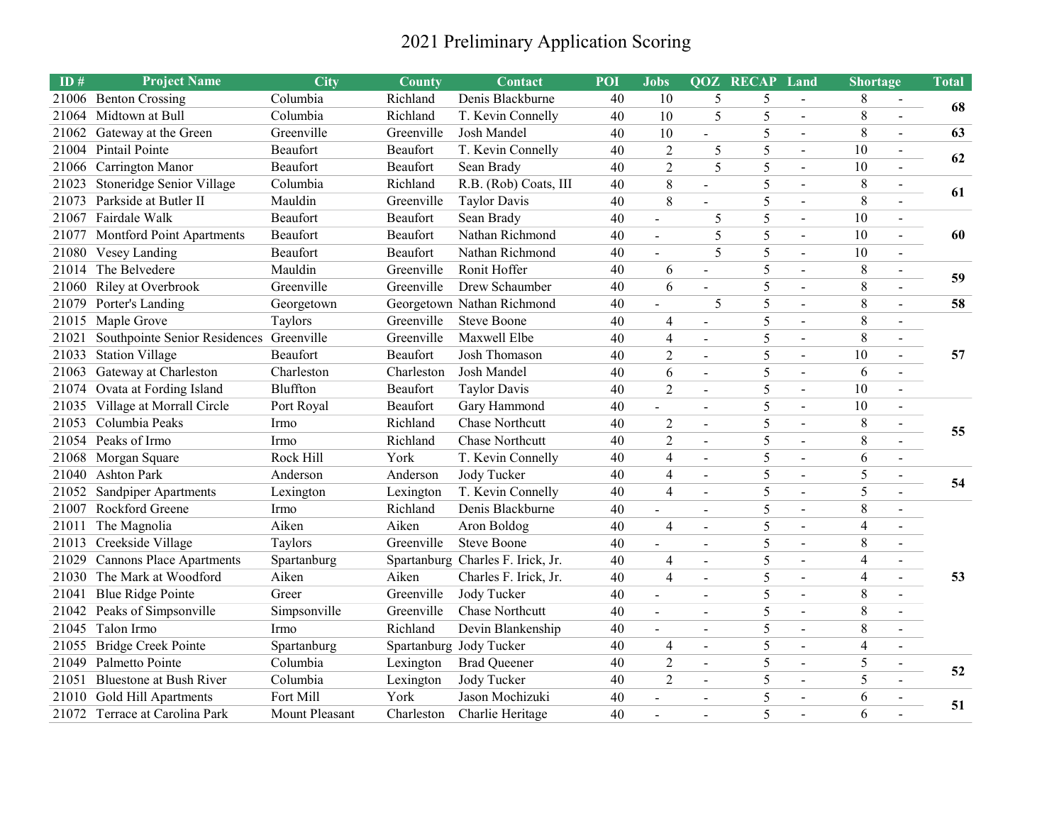# 2021 Preliminary Application Scoring

| ID # | Project Name | City | County | Contact | POI | Jobs | QOZ | RECAP | Land | Shortage | | Total |
|---|---|---|---|---|---|---|---|---|---|---|---|---|
| 21006 | Benton Crossing | Columbia | Richland | Denis Blackburne | 40 | 10 | 5 | 5 | - | 8 | - | 68 |
| 21064 | Midtown at Bull | Columbia | Richland | T. Kevin Connelly | 40 | 10 | 5 | 5 | - | 8 | - | 68 |
| 21062 | Gateway at the Green | Greenville | Greenville | Josh Mandel | 40 | 10 | - | 5 | - | 8 | - | 63 |
| 21004 | Pintail Pointe | Beaufort | Beaufort | T. Kevin Connelly | 40 | 2 | 5 | 5 | - | 10 | - | 62 |
| 21066 | Carrington Manor | Beaufort | Beaufort | Sean Brady | 40 | 2 | 5 | 5 | - | 10 | - | 62 |
| 21023 | Stoneridge Senior Village | Columbia | Richland | R.B. (Rob) Coats, III | 40 | 8 | - | 5 | - | 8 | - | 61 |
| 21073 | Parkside at Butler II | Mauldin | Greenville | Taylor Davis | 40 | 8 | - | 5 | - | 8 | - | 61 |
| 21067 | Fairdale Walk | Beaufort | Beaufort | Sean Brady | 40 | - | 5 | 5 | - | 10 | - | 60 |
| 21077 | Montford Point Apartments | Beaufort | Beaufort | Nathan Richmond | 40 | - | 5 | 5 | - | 10 | - | 60 |
| 21080 | Vesey Landing | Beaufort | Beaufort | Nathan Richmond | 40 | - | 5 | 5 | - | 10 | - | 60 |
| 21014 | The Belvedere | Mauldin | Greenville | Ronit Hoffer | 40 | 6 | - | 5 | - | 8 | - | 59 |
| 21060 | Riley at Overbrook | Greenville | Greenville | Drew Schaumber | 40 | 6 | - | 5 | - | 8 | - | 59 |
| 21079 | Porter's Landing | Georgetown | Georgetown | Nathan Richmond | 40 | - | 5 | 5 | - | 8 | - | 58 |
| 21015 | Maple Grove | Taylors | Greenville | Steve Boone | 40 | 4 | - | 5 | - | 8 | - | 57 |
| 21021 | Southpointe Senior Residences | Greenville | Greenville | Maxwell Elbe | 40 | 4 | - | 5 | - | 8 | - | 57 |
| 21033 | Station Village | Beaufort | Beaufort | Josh Thomason | 40 | 2 | - | 5 | - | 10 | - | 57 |
| 21063 | Gateway at Charleston | Charleston | Charleston | Josh Mandel | 40 | 6 | - | 5 | - | 6 | - | 57 |
| 21074 | Ovata at Fording Island | Bluffton | Beaufort | Taylor Davis | 40 | 2 | - | 5 | - | 10 | - | 57 |
| 21035 | Village at Morrall Circle | Port Royal | Beaufort | Gary Hammond | 40 | - | - | 5 | - | 10 | - | 55 |
| 21053 | Columbia Peaks | Irmo | Richland | Chase Northcutt | 40 | 2 | - | 5 | - | 8 | - | 55 |
| 21054 | Peaks of Irmo | Irmo | Richland | Chase Northcutt | 40 | 2 | - | 5 | - | 8 | - | 55 |
| 21068 | Morgan Square | Rock Hill | York | T. Kevin Connelly | 40 | 4 | - | 5 | - | 6 | - | 55 |
| 21040 | Ashton Park | Anderson | Anderson | Jody Tucker | 40 | 4 | - | 5 | - | 5 | - | 54 |
| 21052 | Sandpiper Apartments | Lexington | Lexington | T. Kevin Connelly | 40 | 4 | - | 5 | - | 5 | - | 54 |
| 21007 | Rockford Greene | Irmo | Richland | Denis Blackburne | 40 | - | - | 5 | - | 8 | - | 53 |
| 21011 | The Magnolia | Aiken | Aiken | Aron Boldog | 40 | 4 | - | 5 | - | 4 | - | 53 |
| 21013 | Creekside Village | Taylors | Greenville | Steve Boone | 40 | - | - | 5 | - | 8 | - | 53 |
| 21029 | Cannons Place Apartments | Spartanburg | Spartanburg | Charles F. Irick, Jr. | 40 | 4 | - | 5 | - | 4 | - | 53 |
| 21030 | The Mark at Woodford | Aiken | Aiken | Charles F. Irick, Jr. | 40 | 4 | - | 5 | - | 4 | - | 53 |
| 21041 | Blue Ridge Pointe | Greer | Greenville | Jody Tucker | 40 | - | - | 5 | - | 8 | - | 53 |
| 21042 | Peaks of Simpsonville | Simpsonville | Greenville | Chase Northcutt | 40 | - | - | 5 | - | 8 | - | 53 |
| 21045 | Talon Irmo | Irmo | Richland | Devin Blankenship | 40 | - | - | 5 | - | 8 | - | 53 |
| 21055 | Bridge Creek Pointe | Spartanburg | Spartanburg | Jody Tucker | 40 | 4 | - | 5 | - | 4 | - | 53 |
| 21049 | Palmetto Pointe | Columbia | Lexington | Brad Queener | 40 | 2 | - | 5 | - | 5 | - | 52 |
| 21051 | Bluestone at Bush River | Columbia | Lexington | Jody Tucker | 40 | 2 | - | 5 | - | 5 | - | 52 |
| 21010 | Gold Hill Apartments | Fort Mill | York | Jason Mochizuki | 40 | - | - | 5 | - | 6 | - | 51 |
| 21072 | Terrace at Carolina Park | Mount Pleasant | Charleston | Charlie Heritage | 40 | - | - | 5 | - | 6 | - | 51 |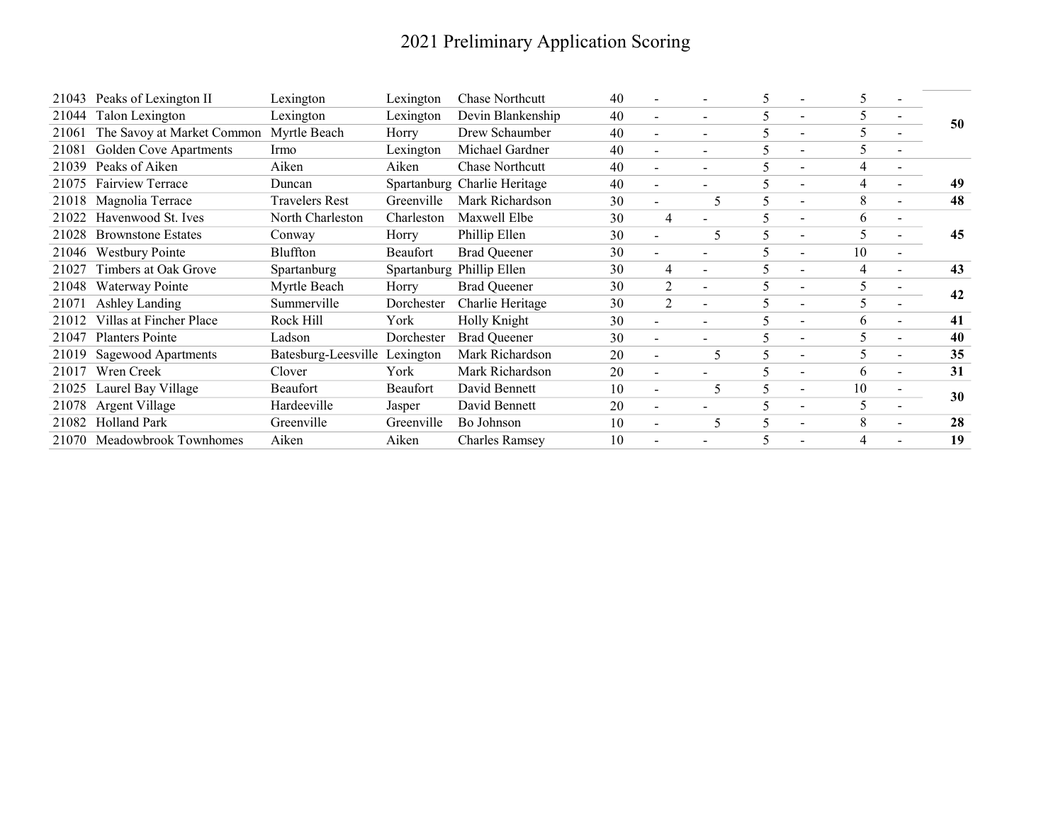# 2021 Preliminary Application Scoring

| | | | | | | | | | | | | |
|---|---|---|---|---|---|---|---|---|---|---|---|---|
| 21043 | Peaks of Lexington II | Lexington | Lexington | Chase Northcutt | 40 | - | - | 5 | - | 5 | - | 50 |
| 21044 | Talon Lexington | Lexington | Lexington | Devin Blankenship | 40 | - | - | 5 | - | 5 | - | 50 |
| 21061 | The Savoy at Market Common | Myrtle Beach | Horry | Drew Schaumber | 40 | - | - | 5 | - | 5 | - | 50 |
| 21081 | Golden Cove Apartments | Irmo | Lexington | Michael Gardner | 40 | - | - | 5 | - | 5 | - | 50 |
| 21039 | Peaks of Aiken | Aiken | Aiken | Chase Northcutt | 40 | - | - | 5 | - | 4 | - | 49 |
| 21075 | Fairview Terrace | Duncan | Spartanburg | Charlie Heritage | 40 | - | - | 5 | - | 4 | - | 49 |
| 21018 | Magnolia Terrace | Travelers Rest | Greenville | Mark Richardson | 30 | - | 5 | 5 | - | 8 | - | 48 |
| 21022 | Havenwood St. Ives | North Charleston | Charleston | Maxwell Elbe | 30 | 4 | - | 5 | - | 6 | - | 45 |
| 21028 | Brownstone Estates | Conway | Horry | Phillip Ellen | 30 | - | 5 | 5 | - | 5 | - | 45 |
| 21046 | Westbury Pointe | Bluffton | Beaufort | Brad Queener | 30 | - | - | 5 | - | 10 | - | 45 |
| 21027 | Timbers at Oak Grove | Spartanburg | Spartanburg | Phillip Ellen | 30 | 4 | - | 5 | - | 4 | - | 43 |
| 21048 | Waterway Pointe | Myrtle Beach | Horry | Brad Queener | 30 | 2 | - | 5 | - | 5 | - | 42 |
| 21071 | Ashley Landing | Summerville | Dorchester | Charlie Heritage | 30 | 2 | - | 5 | - | 5 | - | 42 |
| 21012 | Villas at Fincher Place | Rock Hill | York | Holly Knight | 30 | - | - | 5 | - | 6 | - | 41 |
| 21047 | Planters Pointe | Ladson | Dorchester | Brad Queener | 30 | - | - | 5 | - | 5 | - | 40 |
| 21019 | Sagewood Apartments | Batesburg-Leesville | Lexington | Mark Richardson | 20 | - | 5 | 5 | - | 5 | - | 35 |
| 21017 | Wren Creek | Clover | York | Mark Richardson | 20 | - | - | 5 | - | 6 | - | 31 |
| 21025 | Laurel Bay Village | Beaufort | Beaufort | David Bennett | 10 | - | 5 | 5 | - | 10 | - | 30 |
| 21078 | Argent Village | Hardeeville | Jasper | David Bennett | 20 | - | - | 5 | - | 5 | - | 30 |
| 21082 | Holland Park | Greenville | Greenville | Bo Johnson | 10 | - | 5 | 5 | - | 8 | - | 28 |
| 21070 | Meadowbrook Townhomes | Aiken | Aiken | Charles Ramsey | 10 | - | - | 5 | - | 4 | - | 19 |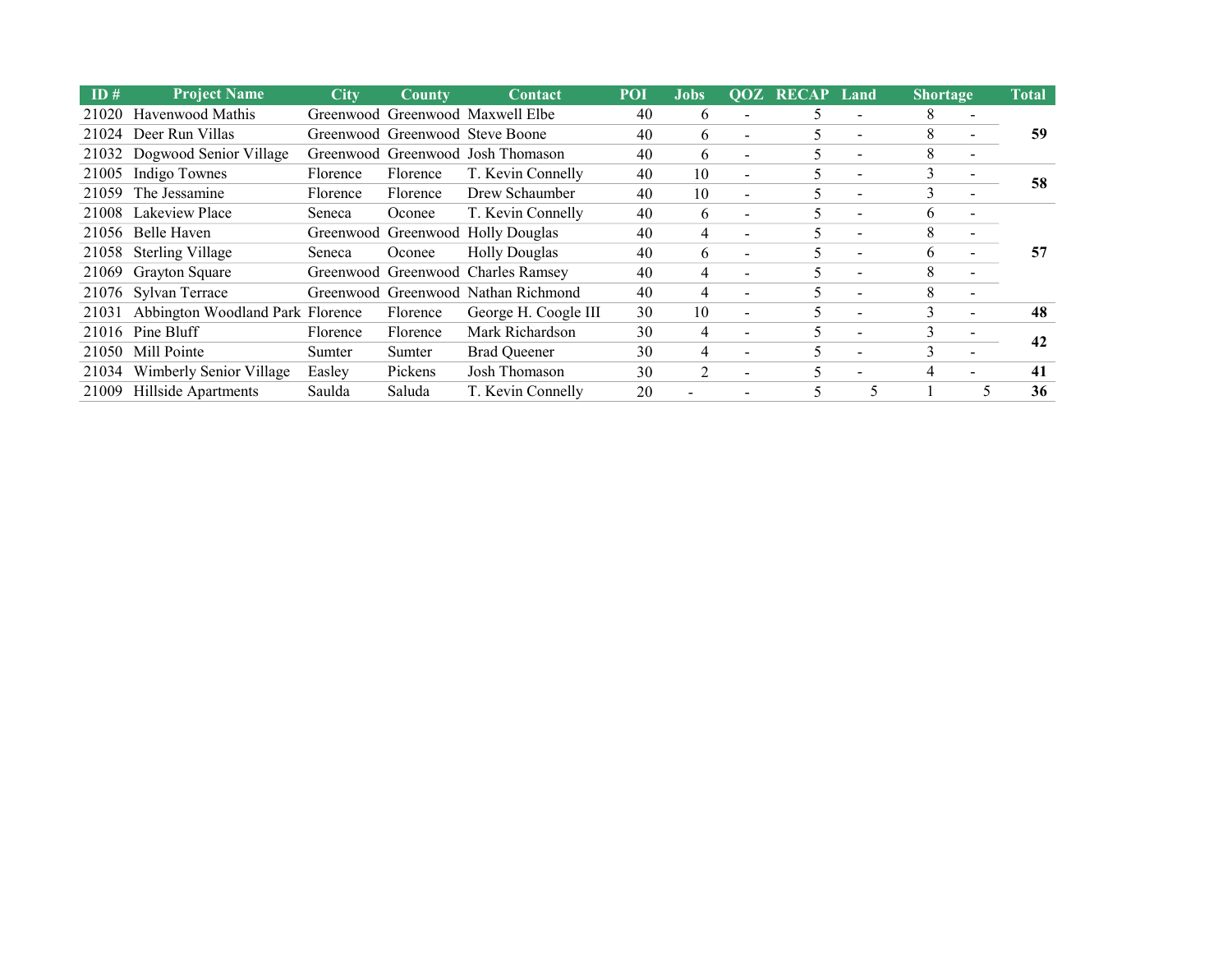| ID # | Project Name | City | County | Contact | POI | Jobs | QOZ | RECAP | Land | Shortage | | Total |
|---|---|---|---|---|---|---|---|---|---|---|---|---|
| 21020 | Havenwood Mathis | Greenwood | Greenwood | Maxwell Elbe | 40 | 6 | - | 5 | - | 8 | - | |
| 21024 | Deer Run Villas | Greenwood | Greenwood | Steve Boone | 40 | 6 | - | 5 | - | 8 | - | **59** |
| 21032 | Dogwood Senior Village | Greenwood | Greenwood | Josh Thomason | 40 | 6 | - | 5 | - | 8 | - | |
| 21005 | Indigo Townes | Florence | Florence | T. Kevin Connelly | 40 | 10 | - | 5 | - | 3 | - | **58** |
| 21059 | The Jessamine | Florence | Florence | Drew Schaumber | 40 | 10 | - | 5 | - | 3 | - | |
| 21008 | Lakeview Place | Seneca | Oconee | T. Kevin Connelly | 40 | 6 | - | 5 | - | 6 | - | |
| 21056 | Belle Haven | Greenwood | Greenwood | Holly Douglas | 40 | 4 | - | 5 | - | 8 | - | |
| 21058 | Sterling Village | Seneca | Oconee | Holly Douglas | 40 | 6 | - | 5 | - | 6 | - | **57** |
| 21069 | Grayton Square | Greenwood | Greenwood | Charles Ramsey | 40 | 4 | - | 5 | - | 8 | - | |
| 21076 | Sylvan Terrace | Greenwood | Greenwood | Nathan Richmond | 40 | 4 | - | 5 | - | 8 | - | |
| 21031 | Abbington Woodland Park | Florence | Florence | George H. Coogle III | 30 | 10 | - | 5 | - | 3 | - | **48** |
| 21016 | Pine Bluff | Florence | Florence | Mark Richardson | 30 | 4 | - | 5 | - | 3 | - | **42** |
| 21050 | Mill Pointe | Sumter | Sumter | Brad Queener | 30 | 4 | - | 5 | - | 3 | - | |
| 21034 | Wimberly Senior Village | Easley | Pickens | Josh Thomason | 30 | 2 | - | 5 | - | 4 | - | **41** |
| 21009 | Hillside Apartments | Saulda | Saluda | T. Kevin Connelly | 20 | - | - | 5 | 5 | 1 | 5 | **36** |